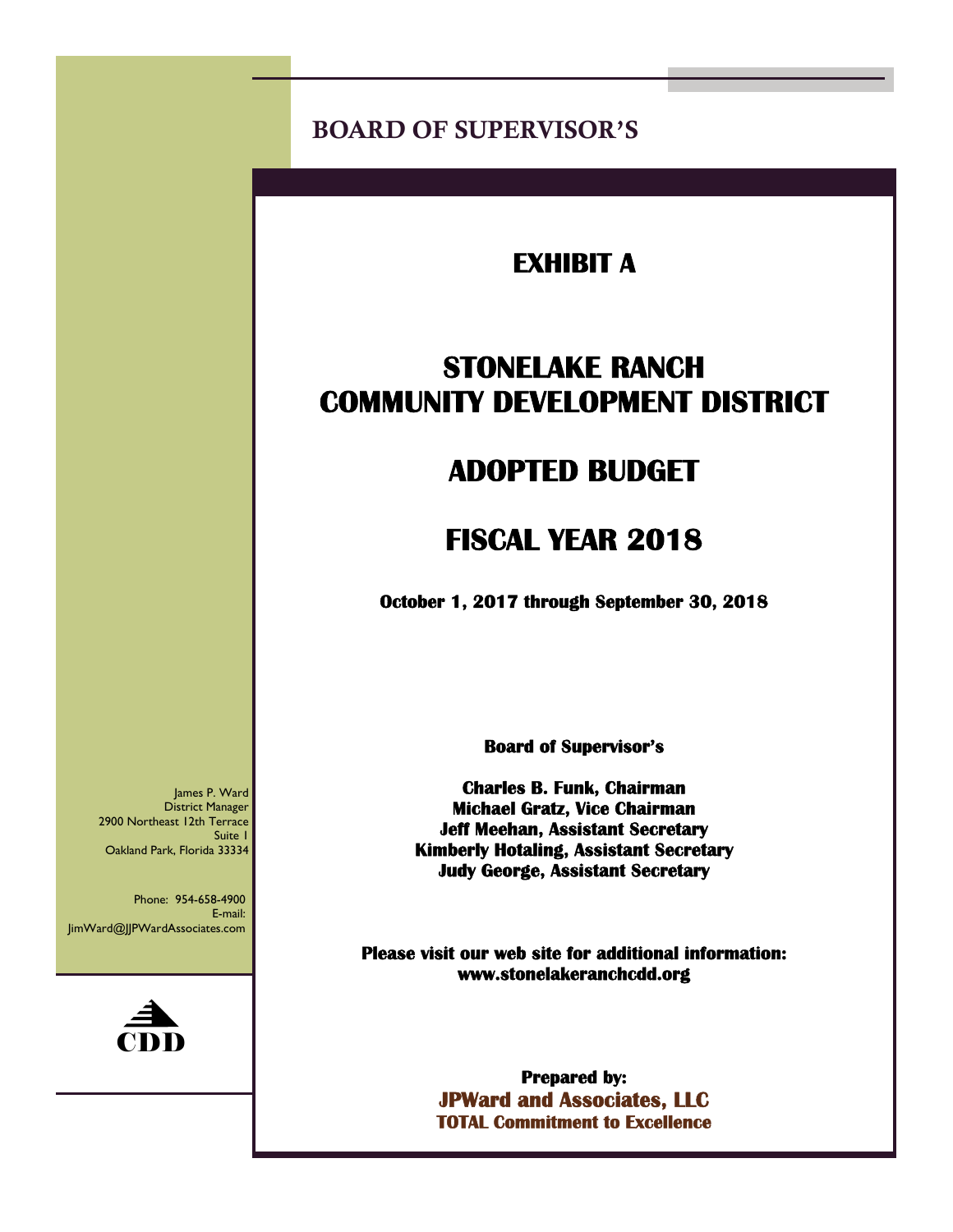BOARD OF SUPERVISOR'S

# EXHIBIT A

# STONELAKE RANCH COMMUNITY DEVELOPMENT DISTRICT

# ADOPTED BUDGET

# FISCAL YEAR 2018

**October 1, 2017 through September 30, 2018**

**Board of Supervisor's**

**Charles B. Funk, Chairman**
**Michael Gratz, Vice Chairman**
**Jeff Meehan, Assistant Secretary**
**Kimberly Hotaling, Assistant Secretary**
**Judy George, Assistant Secretary**

James P. Ward
District Manager
2900 Northeast 12th Terrace
Suite 1
Oakland Park, Florida 33334

Phone: 954-658-4900
E-mail:
JimWard@JPWardAssociates.com

**Please visit our web site for additional information:**
**www.stonelakeranchcdd.org**

CDD

**Prepared by:**
**JPWard and Associates, LLC**
**TOTAL Commitment to Excellence**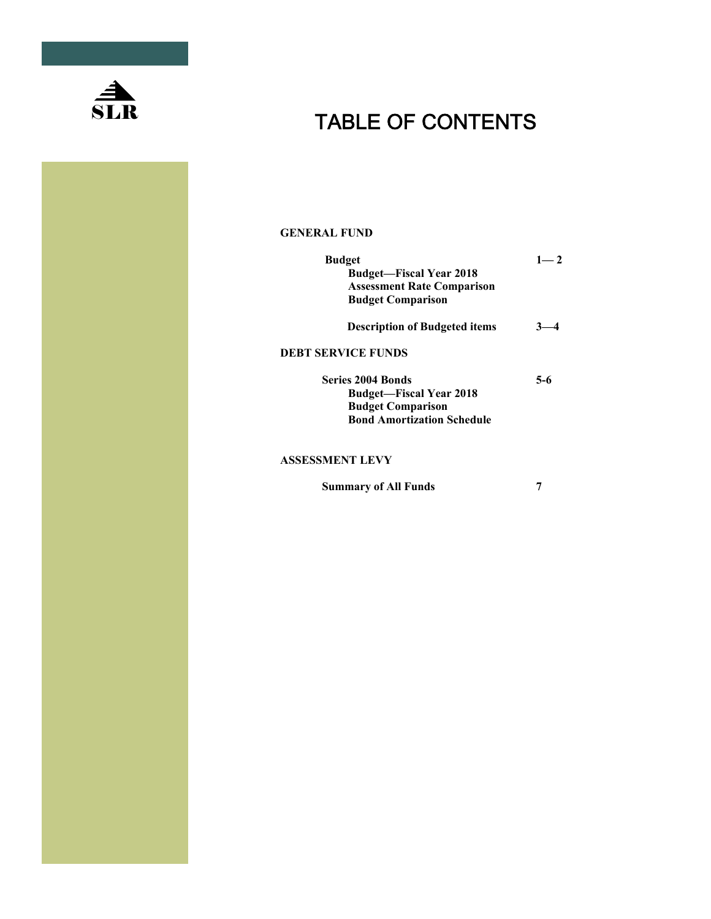SLR

# TABLE OF CONTENTS

**GENERAL FUND**

| | |
|---|---|
| **Budget** | **1— 2** |
| **Budget—Fiscal Year 2018** | |
| **Assessment Rate Comparison** | |
| **Budget Comparison** | |
| **Description of Budgeted items** | **3—4** |

**DEBT SERVICE FUNDS**

| | |
|---|---|
| **Series 2004 Bonds** | **5-6** |
| **Budget—Fiscal Year 2018** | |
| **Budget Comparison** | |
| **Bond Amortization Schedule** | |

**ASSESSMENT LEVY**

| | |
|---|---|
| **Summary of All Funds** | **7** |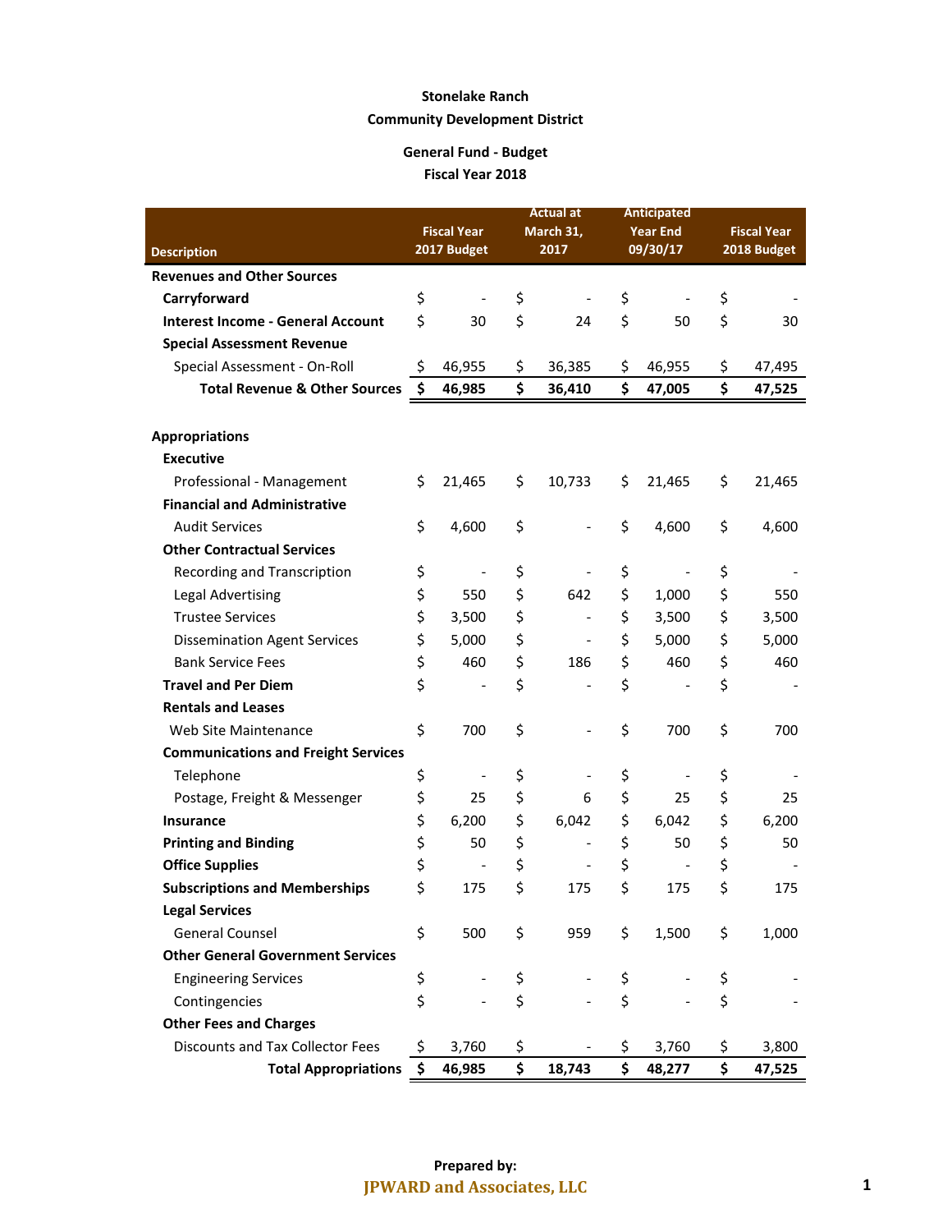**Stonelake Ranch**
**Community Development District**

**General Fund - Budget**
**Fiscal Year 2018**

| Description | Fiscal Year 2017 Budget | Actual at March 31, 2017 | Anticipated Year End 09/30/17 | Fiscal Year 2018 Budget |
|---|---|---|---|---|
| **Revenues and Other Sources** | | | | |
| **Carryforward** | $ - | $ - | $ - | $ - |
| **Interest Income - General Account** | $ 30 | $ 24 | $ 50 | $ 30 |
| **Special Assessment Revenue** | | | | |
| Special Assessment - On-Roll | $ 46,955 | $ 36,385 | $ 46,955 | $ 47,495 |
| **Total Revenue & Other Sources** | **$ 46,985** | **$ 36,410** | **$ 47,005** | **$ 47,525** |
| | | | | |
| **Appropriations** | | | | |
| **Executive** | | | | |
| Professional - Management | $ 21,465 | $ 10,733 | $ 21,465 | $ 21,465 |
| **Financial and Administrative** | | | | |
| Audit Services | $ 4,600 | $ - | $ 4,600 | $ 4,600 |
| **Other Contractual Services** | | | | |
| Recording and Transcription | $ - | $ - | $ - | $ - |
| Legal Advertising | $ 550 | $ 642 | $ 1,000 | $ 550 |
| Trustee Services | $ 3,500 | $ - | $ 3,500 | $ 3,500 |
| Dissemination Agent Services | $ 5,000 | $ - | $ 5,000 | $ 5,000 |
| Bank Service Fees | $ 460 | $ 186 | $ 460 | $ 460 |
| **Travel and Per Diem** | $ - | $ - | $ - | $ - |
| **Rentals and Leases** | | | | |
| Web Site Maintenance | $ 700 | $ - | $ 700 | $ 700 |
| **Communications and Freight Services** | | | | |
| Telephone | $ - | $ - | $ - | $ - |
| Postage, Freight & Messenger | $ 25 | $ 6 | $ 25 | $ 25 |
| **Insurance** | $ 6,200 | $ 6,042 | $ 6,042 | $ 6,200 |
| **Printing and Binding** | $ 50 | $ - | $ 50 | $ 50 |
| **Office Supplies** | $ - | $ - | $ - | $ - |
| **Subscriptions and Memberships** | $ 175 | $ 175 | $ 175 | $ 175 |
| **Legal Services** | | | | |
| General Counsel | $ 500 | $ 959 | $ 1,500 | $ 1,000 |
| **Other General Government Services** | | | | |
| Engineering Services | $ - | $ - | $ - | $ - |
| Contingencies | $ - | $ - | $ - | $ - |
| **Other Fees and Charges** | | | | |
| Discounts and Tax Collector Fees | $ 3,760 | $ - | $ 3,760 | $ 3,800 |
| **Total Appropriations** | **$ 46,985** | **$ 18,743** | **$ 48,277** | **$ 47,525** |

**Prepared by:**
**JPWARD and Associates, LLC**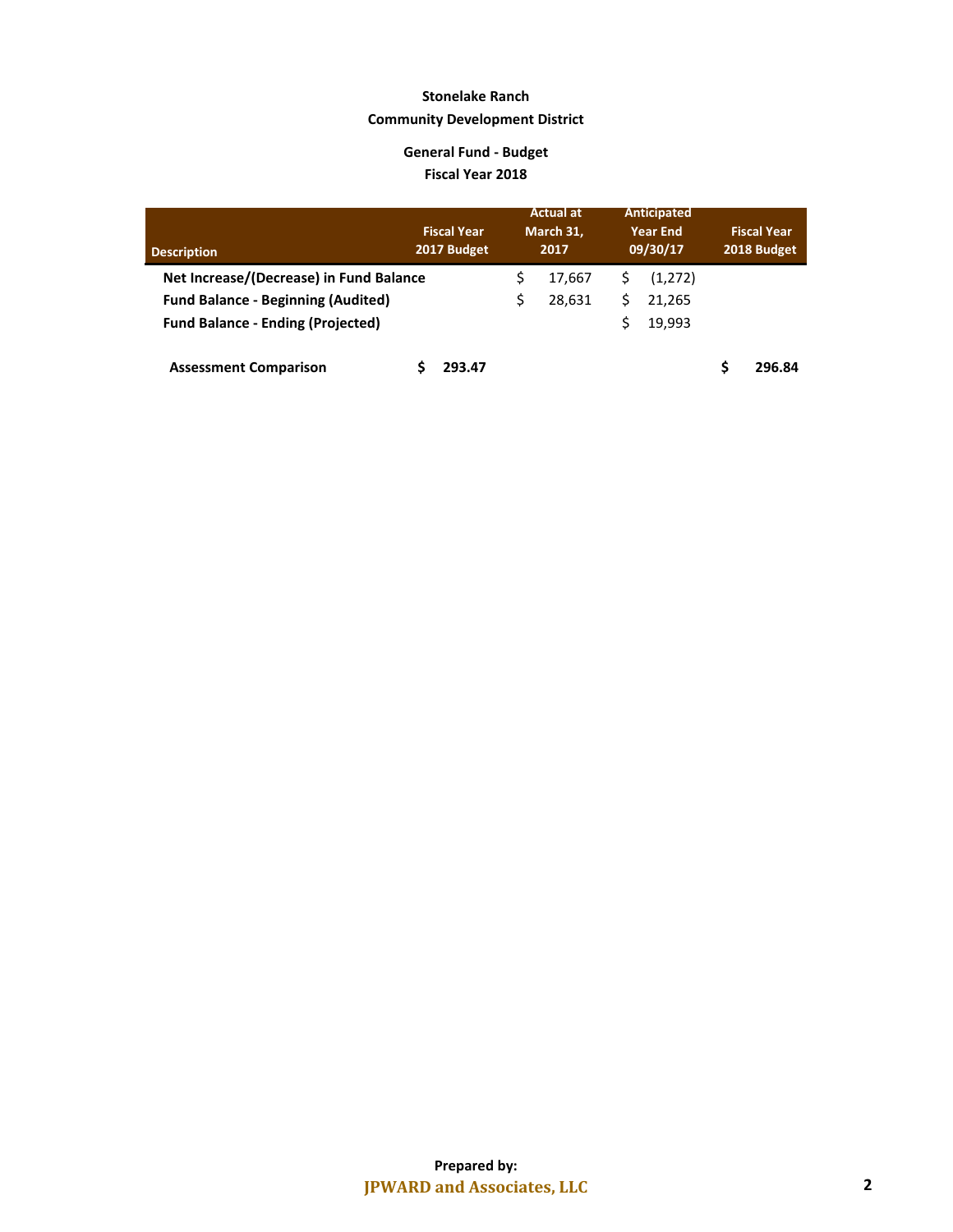**Stonelake Ranch**

**Community Development District**

**General Fund - Budget**

**Fiscal Year 2018**

| Description | Fiscal Year 2017 Budget | Actual at March 31, 2017 | Anticipated Year End 09/30/17 | Fiscal Year 2018 Budget |
|---|---|---|---|---|
| **Net Increase/(Decrease) in Fund Balance** | | $ 17,667 | $ (1,272) | |
| **Fund Balance - Beginning (Audited)** | | $ 28,631 | $ 21,265 | |
| **Fund Balance - Ending (Projected)** | | | $ 19,993 | |
| | | | | |
| **Assessment Comparison** | **$ 293.47** | | | **$ 296.84** |

**Prepared by:**

**JPWARD and Associates, LLC**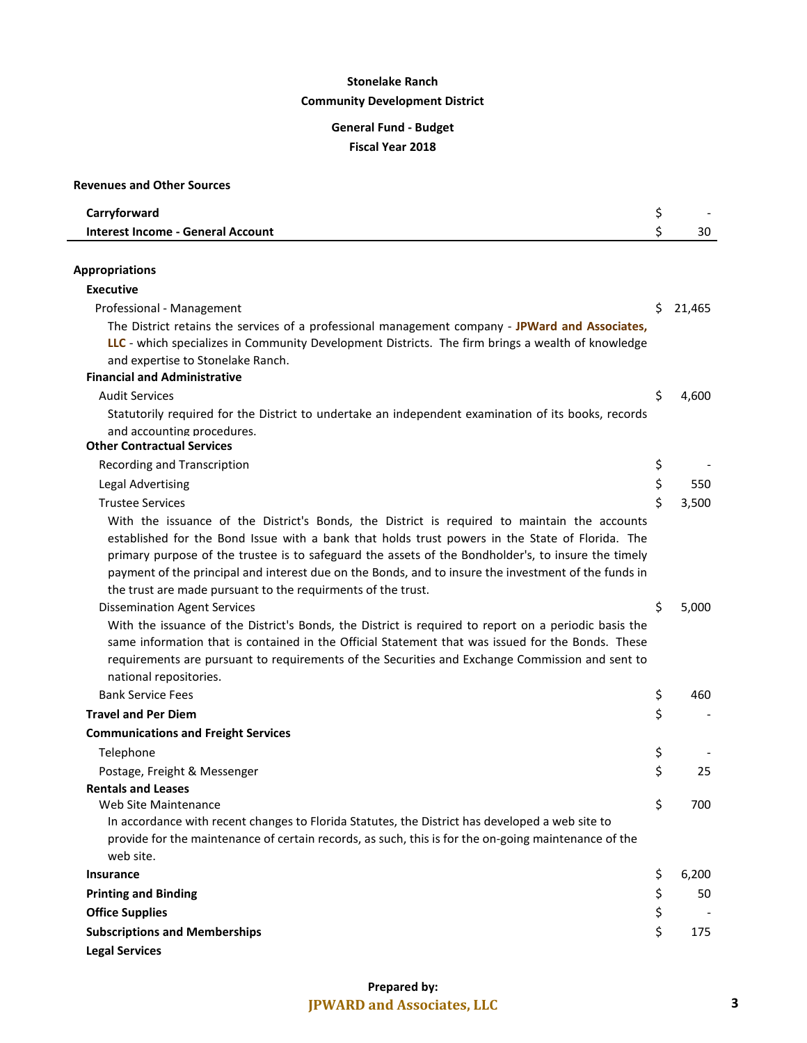**Stonelake Ranch**

**Community Development District**

**General Fund - Budget**

**Fiscal Year 2018**

**Revenues and Other Sources**

| | | |
|---|---|---|
| **Carryforward** | $ | - |
| **Interest Income - General Account** | $ | 30 |

**Appropriations**

**Executive**

| | | |
|---|---|---|
| Professional - Management | $ | 21,465 |

The District retains the services of a professional management company - **JPWard and Associates, LLC** - which specializes in Community Development Districts. The firm brings a wealth of knowledge and expertise to Stonelake Ranch.

**Financial and Administrative**

| | | |
|---|---|---|
| Audit Services | $ | 4,600 |

Statutorily required for the District to undertake an independent examination of its books, records and accounting procedures.

**Other Contractual Services**

| | | |
|---|---|---|
| Recording and Transcription | $ | - |
| Legal Advertising | $ | 550 |
| Trustee Services | $ | 3,500 |

With the issuance of the District's Bonds, the District is required to maintain the accounts established for the Bond Issue with a bank that holds trust powers in the State of Florida. The primary purpose of the trustee is to safeguard the assets of the Bondholder's, to insure the timely payment of the principal and interest due on the Bonds, and to insure the investment of the funds in the trust are made pursuant to the requirments of the trust.

| | | |
|---|---|---|
| Dissemination Agent Services | $ | 5,000 |

With the issuance of the District's Bonds, the District is required to report on a periodic basis the same information that is contained in the Official Statement that was issued for the Bonds. These requirements are pursuant to requirements of the Securities and Exchange Commission and sent to national repositories.

| | | |
|---|---|---|
| Bank Service Fees | $ | 460 |
| **Travel and Per Diem** | $ | - |

**Communications and Freight Services**

| | | |
|---|---|---|
| Telephone | $ | - |
| Postage, Freight & Messenger | $ | 25 |

**Rentals and Leases**

| | | |
|---|---|---|
| Web Site Maintenance | $ | 700 |

In accordance with recent changes to Florida Statutes, the District has developed a web site to provide for the maintenance of certain records, as such, this is for the on-going maintenance of the web site.

| | | |
|---|---|---|
| **Insurance** | $ | 6,200 |
| **Printing and Binding** | $ | 50 |
| **Office Supplies** | $ | - |
| **Subscriptions and Memberships** | $ | 175 |

**Legal Services**

**Prepared by:**
**JPWARD and Associates, LLC**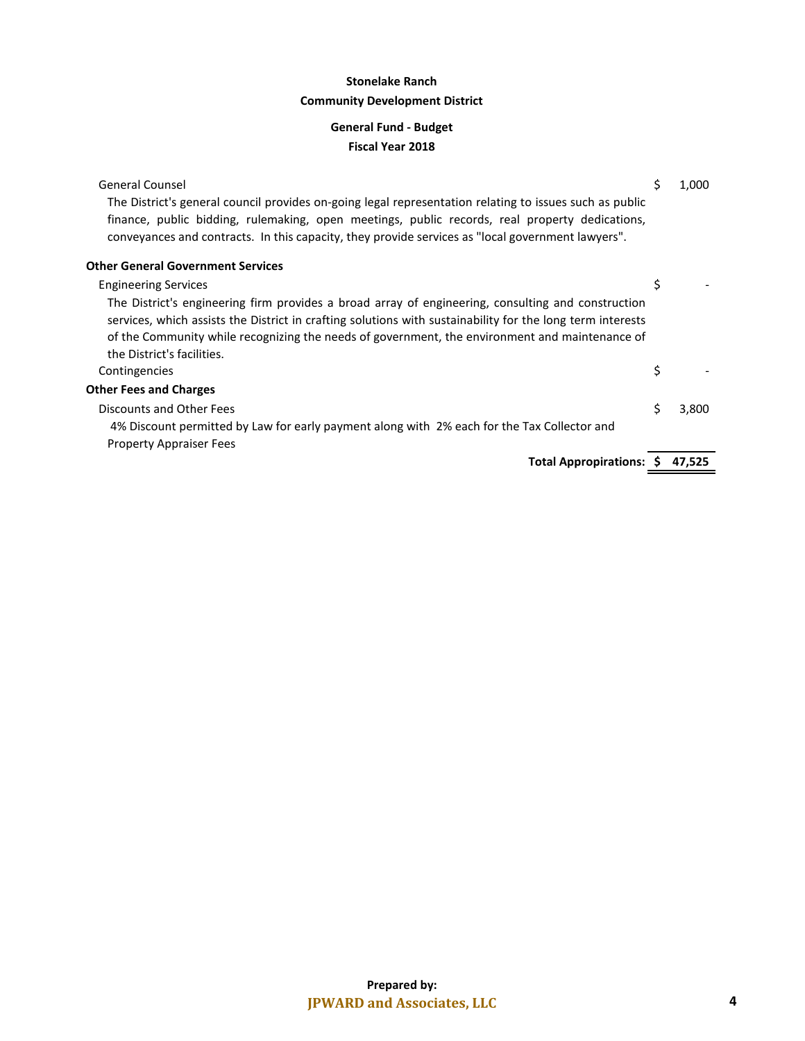**Stonelake Ranch**

**Community Development District**

**General Fund - Budget**

**Fiscal Year 2018**

| | | |
|---|---|---|
| General Counsel | $ | 1,000 |
| The District's general council provides on-going legal representation relating to issues such as public finance, public bidding, rulemaking, open meetings, public records, real property dedications, conveyances and contracts. In this capacity, they provide services as "local government lawyers". | | |
| **Other General Government Services** | | |
| Engineering Services | $ | - |
| The District's engineering firm provides a broad array of engineering, consulting and construction services, which assists the District in crafting solutions with sustainability for the long term interests of the Community while recognizing the needs of government, the environment and maintenance of the District's facilities. | | |
| Contingencies | $ | - |
| **Other Fees and Charges** | | |
| Discounts and Other Fees | $ | 3,800 |
| 4% Discount permitted by Law for early payment along with 2% each for the Tax Collector and Property Appraiser Fees | | |
| **Total Appropirations:** | **$** | **47,525** |

**Prepared by:**

**JPWARD and Associates, LLC**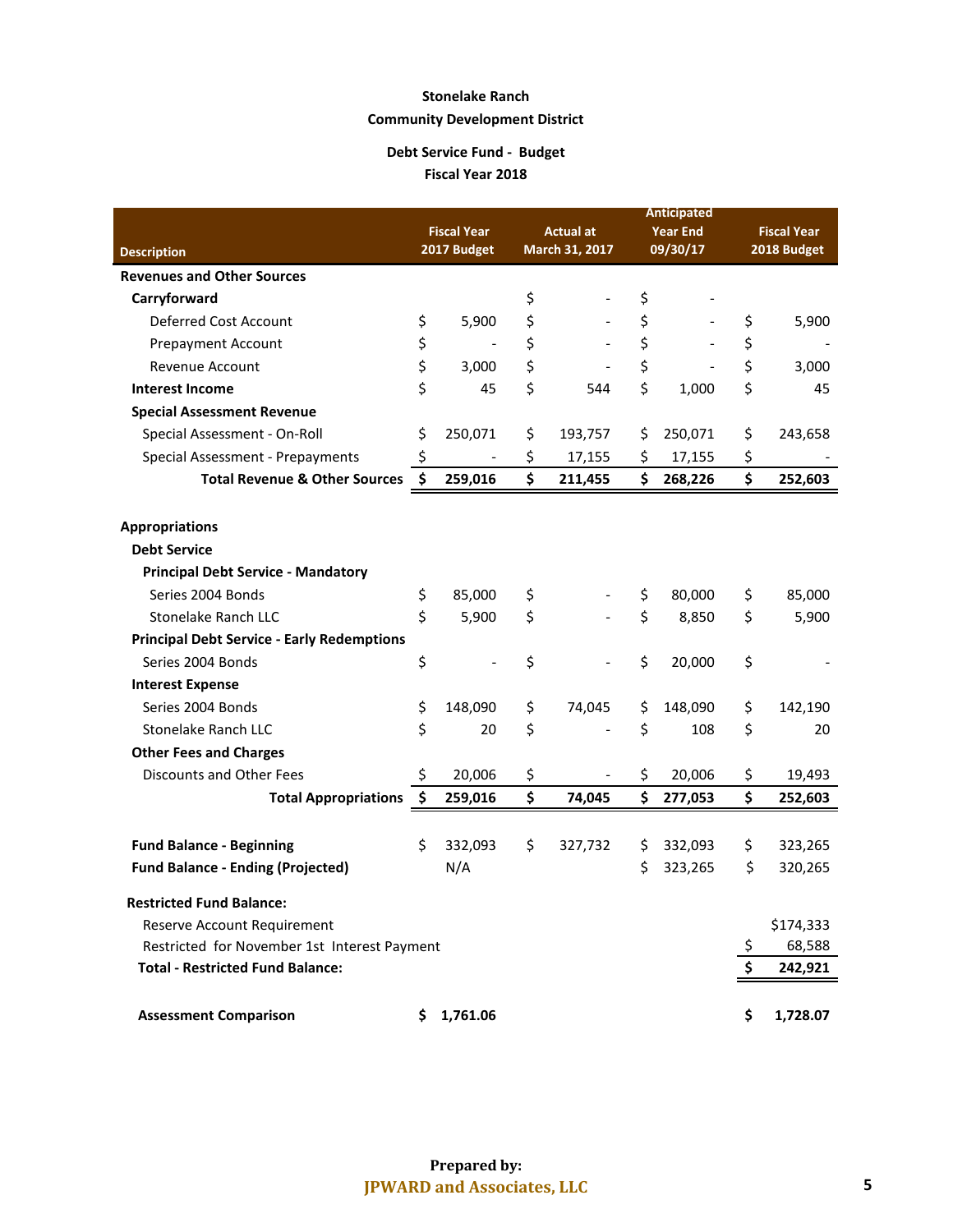# Stonelake Ranch
# Community Development District

## Debt Service Fund - Budget
## Fiscal Year 2018

| Description | Fiscal Year 2017 Budget | Actual at March 31, 2017 | Anticipated Year End 09/30/17 | Fiscal Year 2018 Budget |
|---|---|---|---|---|
| **Revenues and Other Sources** | | | | |
| **Carryforward** | | $ - | $ - | |
| Deferred Cost Account | $ 5,900 | $ - | $ - | $ 5,900 |
| Prepayment Account | $ - | $ - | $ - | $ - |
| Revenue Account | $ 3,000 | $ - | $ - | $ 3,000 |
| **Interest Income** | $ 45 | $ 544 | $ 1,000 | $ 45 |
| **Special Assessment Revenue** | | | | |
| Special Assessment - On-Roll | $ 250,071 | $ 193,757 | $ 250,071 | $ 243,658 |
| Special Assessment - Prepayments | $ - | $ 17,155 | $ 17,155 | $ - |
| **Total Revenue & Other Sources** | **$ 259,016** | **$ 211,455** | **$ 268,226** | **$ 252,603** |
| | | | | |
| **Appropriations** | | | | |
| **Debt Service** | | | | |
| **Principal Debt Service - Mandatory** | | | | |
| Series 2004 Bonds | $ 85,000 | $ - | $ 80,000 | $ 85,000 |
| Stonelake Ranch LLC | $ 5,900 | $ - | $ 8,850 | $ 5,900 |
| **Principal Debt Service - Early Redemptions** | | | | |
| Series 2004 Bonds | $ - | $ - | $ 20,000 | $ - |
| **Interest Expense** | | | | |
| Series 2004 Bonds | $ 148,090 | $ 74,045 | $ 148,090 | $ 142,190 |
| Stonelake Ranch LLC | $ 20 | $ - | $ 108 | $ 20 |
| **Other Fees and Charges** | | | | |
| Discounts and Other Fees | $ 20,006 | $ - | $ 20,006 | $ 19,493 |
| **Total Appropriations** | **$ 259,016** | **$ 74,045** | **$ 277,053** | **$ 252,603** |
| | | | | |
| **Fund Balance - Beginning** | $ 332,093 | $ 327,732 | $ 332,093 | $ 323,265 |
| **Fund Balance - Ending (Projected)** | N/A | | $ 323,265 | $ 320,265 |
| | | | | |
| **Restricted Fund Balance:** | | | | |
| Reserve Account Requirement | | | | $174,333 |
| Restricted for November 1st Interest Payment | | | | $ 68,588 |
| **Total - Restricted Fund Balance:** | | | | **$ 242,921** |
| | | | | |
| **Assessment Comparison** | **$ 1,761.06** | | | **$ 1,728.07** |

**Prepared by:**
**JPWARD and Associates, LLC**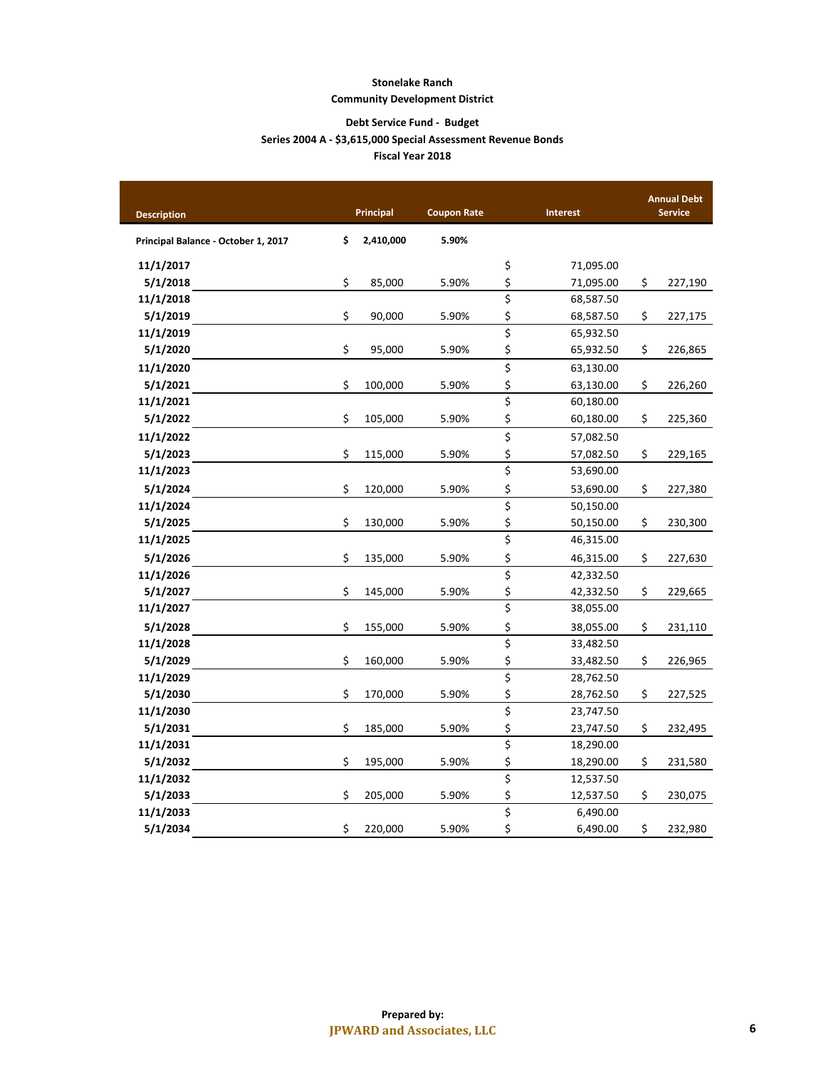**Stonelake Ranch**
**Community Development District**

**Debt Service Fund - Budget**
**Series 2004 A - $3,615,000 Special Assessment Revenue Bonds**
**Fiscal Year 2018**

| Description | Principal | Coupon Rate | Interest | Annual Debt Service |
|---|---|---|---|---|
| **Principal Balance - October 1, 2017** | **$ 2,410,000** | **5.90%** | | |
| **11/1/2017** | | | $ 71,095.00 | |
| **5/1/2018** | $ 85,000 | 5.90% | $ 71,095.00 | $ 227,190 |
| **11/1/2018** | | | $ 68,587.50 | |
| **5/1/2019** | $ 90,000 | 5.90% | $ 68,587.50 | $ 227,175 |
| **11/1/2019** | | | $ 65,932.50 | |
| **5/1/2020** | $ 95,000 | 5.90% | $ 65,932.50 | $ 226,865 |
| **11/1/2020** | | | $ 63,130.00 | |
| **5/1/2021** | $ 100,000 | 5.90% | $ 63,130.00 | $ 226,260 |
| **11/1/2021** | | | $ 60,180.00 | |
| **5/1/2022** | $ 105,000 | 5.90% | $ 60,180.00 | $ 225,360 |
| **11/1/2022** | | | $ 57,082.50 | |
| **5/1/2023** | $ 115,000 | 5.90% | $ 57,082.50 | $ 229,165 |
| **11/1/2023** | | | $ 53,690.00 | |
| **5/1/2024** | $ 120,000 | 5.90% | $ 53,690.00 | $ 227,380 |
| **11/1/2024** | | | $ 50,150.00 | |
| **5/1/2025** | $ 130,000 | 5.90% | $ 50,150.00 | $ 230,300 |
| **11/1/2025** | | | $ 46,315.00 | |
| **5/1/2026** | $ 135,000 | 5.90% | $ 46,315.00 | $ 227,630 |
| **11/1/2026** | | | $ 42,332.50 | |
| **5/1/2027** | $ 145,000 | 5.90% | $ 42,332.50 | $ 229,665 |
| **11/1/2027** | | | $ 38,055.00 | |
| **5/1/2028** | $ 155,000 | 5.90% | $ 38,055.00 | $ 231,110 |
| **11/1/2028** | | | $ 33,482.50 | |
| **5/1/2029** | $ 160,000 | 5.90% | $ 33,482.50 | $ 226,965 |
| **11/1/2029** | | | $ 28,762.50 | |
| **5/1/2030** | $ 170,000 | 5.90% | $ 28,762.50 | $ 227,525 |
| **11/1/2030** | | | $ 23,747.50 | |
| **5/1/2031** | $ 185,000 | 5.90% | $ 23,747.50 | $ 232,495 |
| **11/1/2031** | | | $ 18,290.00 | |
| **5/1/2032** | $ 195,000 | 5.90% | $ 18,290.00 | $ 231,580 |
| **11/1/2032** | | | $ 12,537.50 | |
| **5/1/2033** | $ 205,000 | 5.90% | $ 12,537.50 | $ 230,075 |
| **11/1/2033** | | | $ 6,490.00 | |
| **5/1/2034** | $ 220,000 | 5.90% | $ 6,490.00 | $ 232,980 |

**Prepared by:**
**JPWARD and Associates, LLC**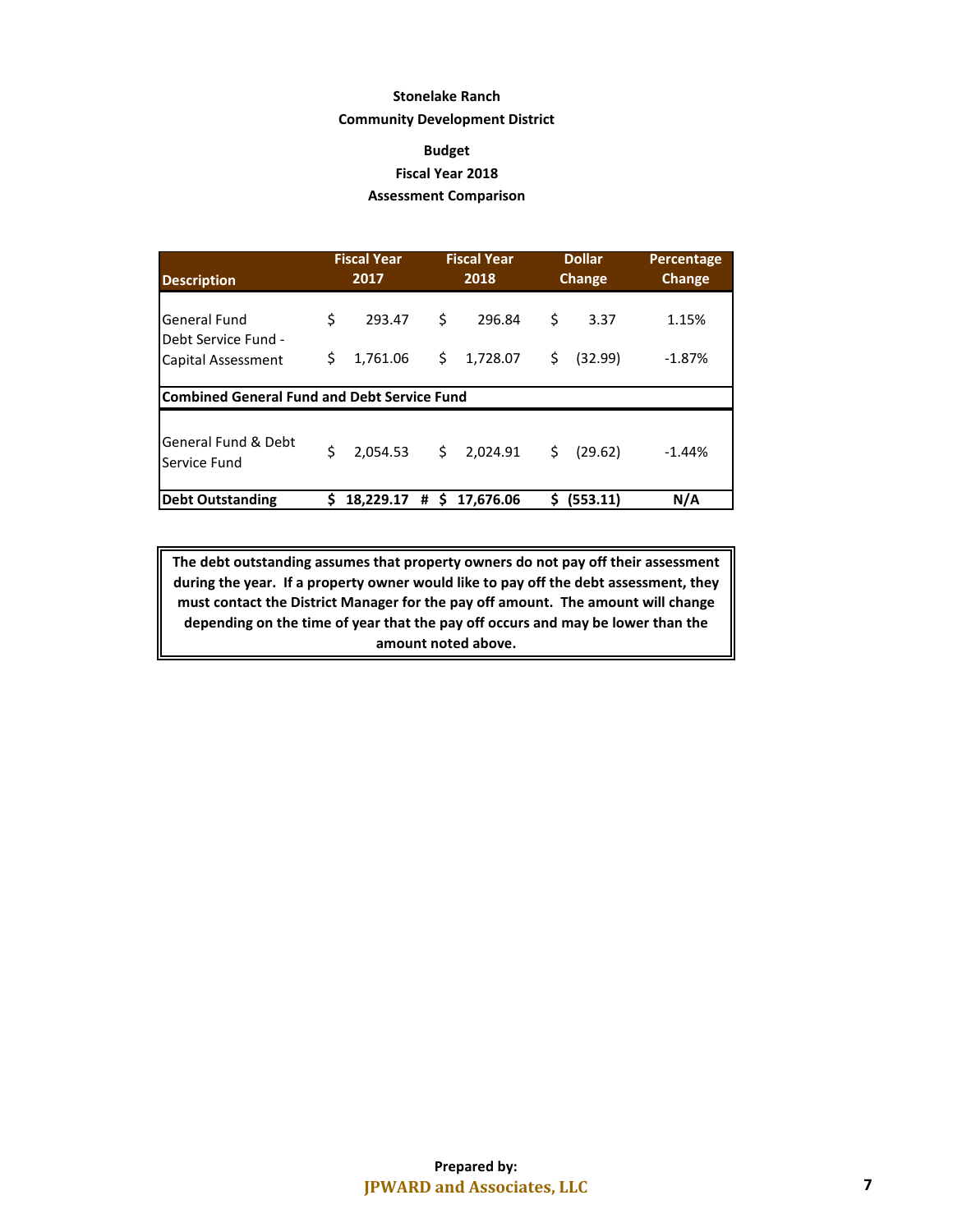**Stonelake Ranch**

**Community Development District**

**Budget**

**Fiscal Year 2018**

**Assessment Comparison**

| Description | Fiscal Year 2017 | Fiscal Year 2018 | Dollar Change | Percentage Change |
|---|---|---|---|---|
| General Fund | $ 293.47 | $ 296.84 | $ 3.37 | 1.15% |
| Debt Service Fund - Capital Assessment | $ 1,761.06 | $ 1,728.07 | $ (32.99) | -1.87% |
| **Combined General Fund and Debt Service Fund** | | | | |
| General Fund & Debt Service Fund | $ 2,054.53 | $ 2,024.91 | $ (29.62) | -1.44% |
| **Debt Outstanding** | **$ 18,229.17 #** | **$ 17,676.06** | **$ (553.11)** | **N/A** |

**The debt outstanding assumes that property owners do not pay off their assessment during the year. If a property owner would like to pay off the debt assessment, they must contact the District Manager for the pay off amount. The amount will change depending on the time of year that the pay off occurs and may be lower than the amount noted above.**

**Prepared by:**
**JPWARD and Associates, LLC**